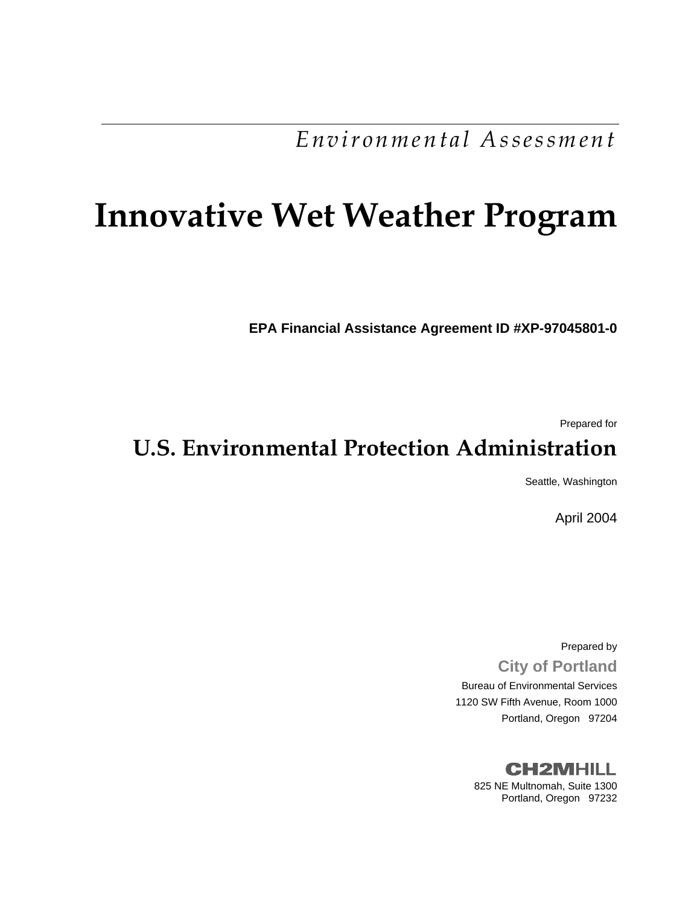*Environmental Assessment*

# Innovative Wet Weather Program

**EPA Financial Assistance Agreement ID #XP-97045801-0**

Prepared for

## U.S. Environmental Protection Administration

Seattle, Washington

April 2004

Prepared by

**City of Portland**

Bureau of Environmental Services
1120 SW Fifth Avenue, Room 1000
Portland, Oregon 97204

**CH2MHILL**

825 NE Multnomah, Suite 1300
Portland, Oregon 97232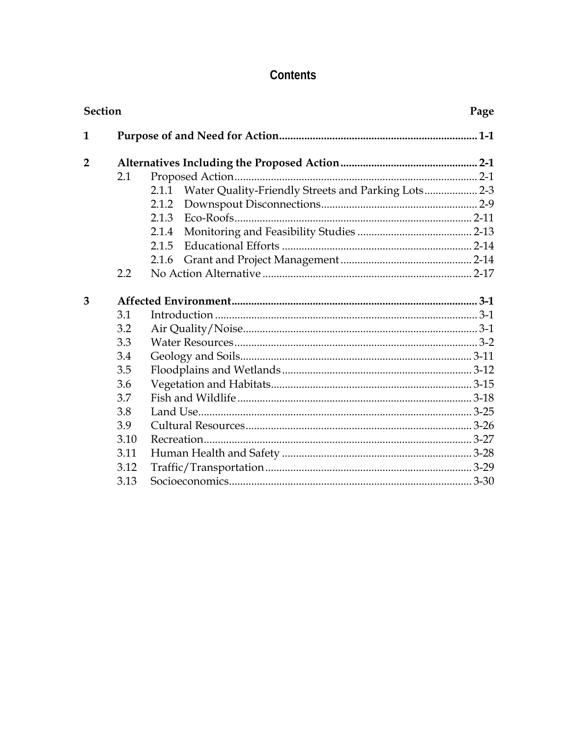# Contents

| Section | | | Page |
|---|---|---|---|
| **1** | **Purpose of and Need for Action** | | **1-1** |
| **2** | **Alternatives Including the Proposed Action** | | **2-1** |
| | 2.1 | Proposed Action | 2-1 |
| | | 2.1.1 Water Quality-Friendly Streets and Parking Lots | 2-3 |
| | | 2.1.2 Downspout Disconnections | 2-9 |
| | | 2.1.3 Eco-Roofs | 2-11 |
| | | 2.1.4 Monitoring and Feasibility Studies | 2-13 |
| | | 2.1.5 Educational Efforts | 2-14 |
| | | 2.1.6 Grant and Project Management | 2-14 |
| | 2.2 | No Action Alternative | 2-17 |
| **3** | **Affected Environment** | | **3-1** |
| | 3.1 | Introduction | 3-1 |
| | 3.2 | Air Quality/Noise | 3-1 |
| | 3.3 | Water Resources | 3-2 |
| | 3.4 | Geology and Soils | 3-11 |
| | 3.5 | Floodplains and Wetlands | 3-12 |
| | 3.6 | Vegetation and Habitats | 3-15 |
| | 3.7 | Fish and Wildlife | 3-18 |
| | 3.8 | Land Use | 3-25 |
| | 3.9 | Cultural Resources | 3-26 |
| | 3.10 | Recreation | 3-27 |
| | 3.11 | Human Health and Safety | 3-28 |
| | 3.12 | Traffic/Transportation | 3-29 |
| | 3.13 | Socioeconomics | 3-30 |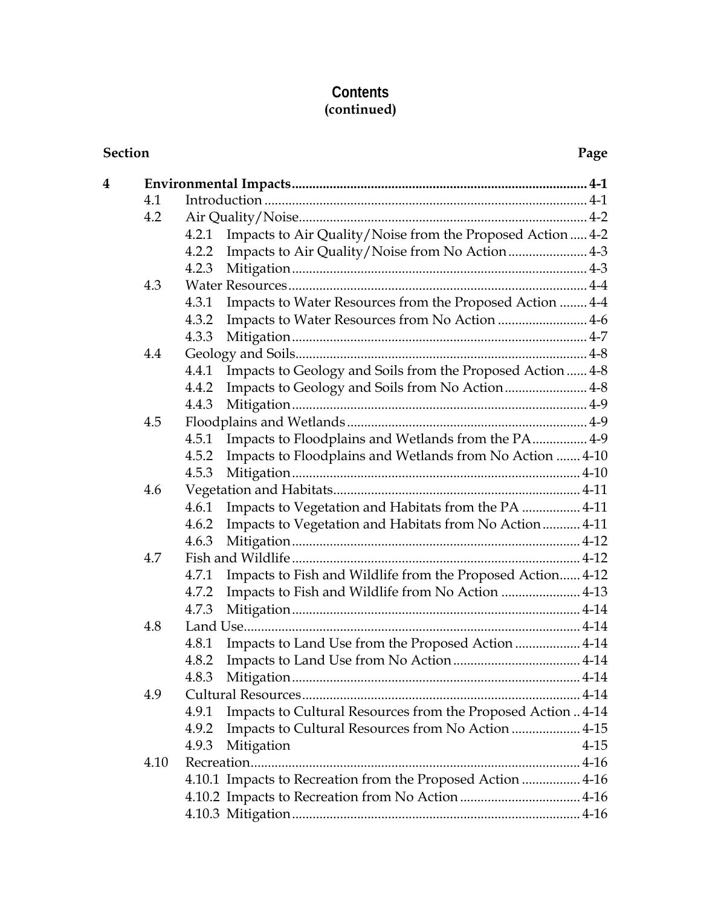# Contents
**(continued)**

| Section | | | Page |
|---|---|---|---|
| **4** | **Environmental Impacts** | | **4-1** |
| | 4.1 | Introduction | 4-1 |
| | 4.2 | Air Quality/Noise | 4-2 |
| | | 4.2.1 Impacts to Air Quality/Noise from the Proposed Action | 4-2 |
| | | 4.2.2 Impacts to Air Quality/Noise from No Action | 4-3 |
| | | 4.2.3 Mitigation | 4-3 |
| | 4.3 | Water Resources | 4-4 |
| | | 4.3.1 Impacts to Water Resources from the Proposed Action | 4-4 |
| | | 4.3.2 Impacts to Water Resources from No Action | 4-6 |
| | | 4.3.3 Mitigation | 4-7 |
| | 4.4 | Geology and Soils | 4-8 |
| | | 4.4.1 Impacts to Geology and Soils from the Proposed Action | 4-8 |
| | | 4.4.2 Impacts to Geology and Soils from No Action | 4-8 |
| | | 4.4.3 Mitigation | 4-9 |
| | 4.5 | Floodplains and Wetlands | 4-9 |
| | | 4.5.1 Impacts to Floodplains and Wetlands from the PA | 4-9 |
| | | 4.5.2 Impacts to Floodplains and Wetlands from No Action | 4-10 |
| | | 4.5.3 Mitigation | 4-10 |
| | 4.6 | Vegetation and Habitats | 4-11 |
| | | 4.6.1 Impacts to Vegetation and Habitats from the PA | 4-11 |
| | | 4.6.2 Impacts to Vegetation and Habitats from No Action | 4-11 |
| | | 4.6.3 Mitigation | 4-12 |
| | 4.7 | Fish and Wildlife | 4-12 |
| | | 4.7.1 Impacts to Fish and Wildlife from the Proposed Action | 4-12 |
| | | 4.7.2 Impacts to Fish and Wildlife from No Action | 4-13 |
| | | 4.7.3 Mitigation | 4-14 |
| | 4.8 | Land Use | 4-14 |
| | | 4.8.1 Impacts to Land Use from the Proposed Action | 4-14 |
| | | 4.8.2 Impacts to Land Use from No Action | 4-14 |
| | | 4.8.3 Mitigation | 4-14 |
| | 4.9 | Cultural Resources | 4-14 |
| | | 4.9.1 Impacts to Cultural Resources from the Proposed Action | 4-14 |
| | | 4.9.2 Impacts to Cultural Resources from No Action | 4-15 |
| | | 4.9.3 Mitigation | 4-15 |
| | 4.10 | Recreation | 4-16 |
| | | 4.10.1 Impacts to Recreation from the Proposed Action | 4-16 |
| | | 4.10.2 Impacts to Recreation from No Action | 4-16 |
| | | 4.10.3 Mitigation | 4-16 |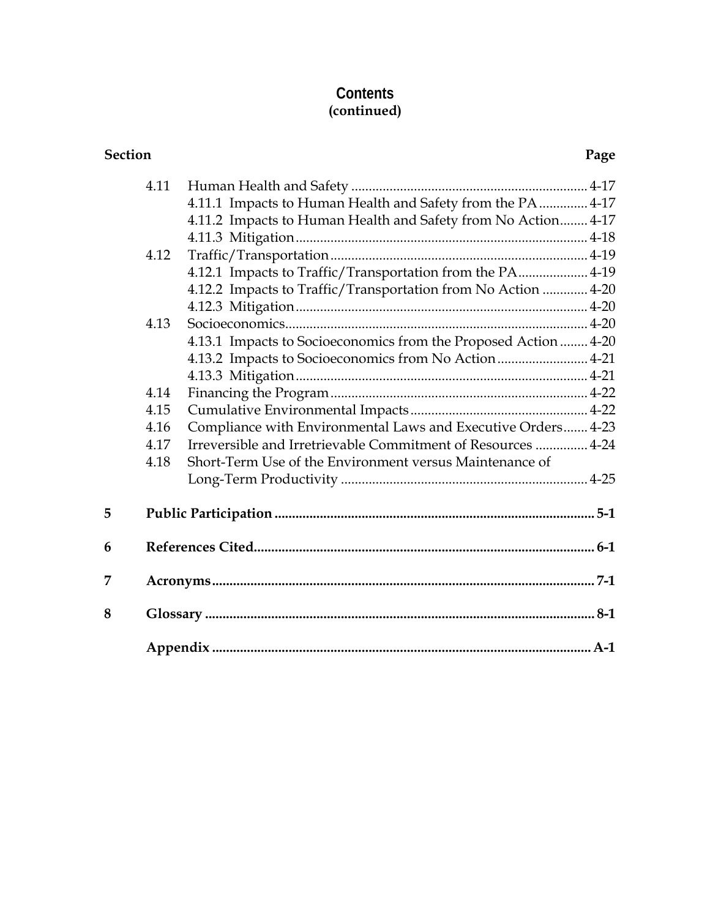# Contents
**(continued)**

| Section | | Page |
|---|---|---|
| 4.11 | Human Health and Safety | 4-17 |
| | 4.11.1 Impacts to Human Health and Safety from the PA | 4-17 |
| | 4.11.2 Impacts to Human Health and Safety from No Action | 4-17 |
| | 4.11.3 Mitigation | 4-18 |
| 4.12 | Traffic/Transportation | 4-19 |
| | 4.12.1 Impacts to Traffic/Transportation from the PA | 4-19 |
| | 4.12.2 Impacts to Traffic/Transportation from No Action | 4-20 |
| | 4.12.3 Mitigation | 4-20 |
| 4.13 | Socioeconomics | 4-20 |
| | 4.13.1 Impacts to Socioeconomics from the Proposed Action | 4-20 |
| | 4.13.2 Impacts to Socioeconomics from No Action | 4-21 |
| | 4.13.3 Mitigation | 4-21 |
| 4.14 | Financing the Program | 4-22 |
| 4.15 | Cumulative Environmental Impacts | 4-22 |
| 4.16 | Compliance with Environmental Laws and Executive Orders | 4-23 |
| 4.17 | Irreversible and Irretrievable Commitment of Resources | 4-24 |
| 4.18 | Short-Term Use of the Environment versus Maintenance of Long-Term Productivity | 4-25 |
| **5** | **Public Participation** | **5-1** |
| **6** | **References Cited** | **6-1** |
| **7** | **Acronyms** | **7-1** |
| **8** | **Glossary** | **8-1** |
| | **Appendix** | **A-1** |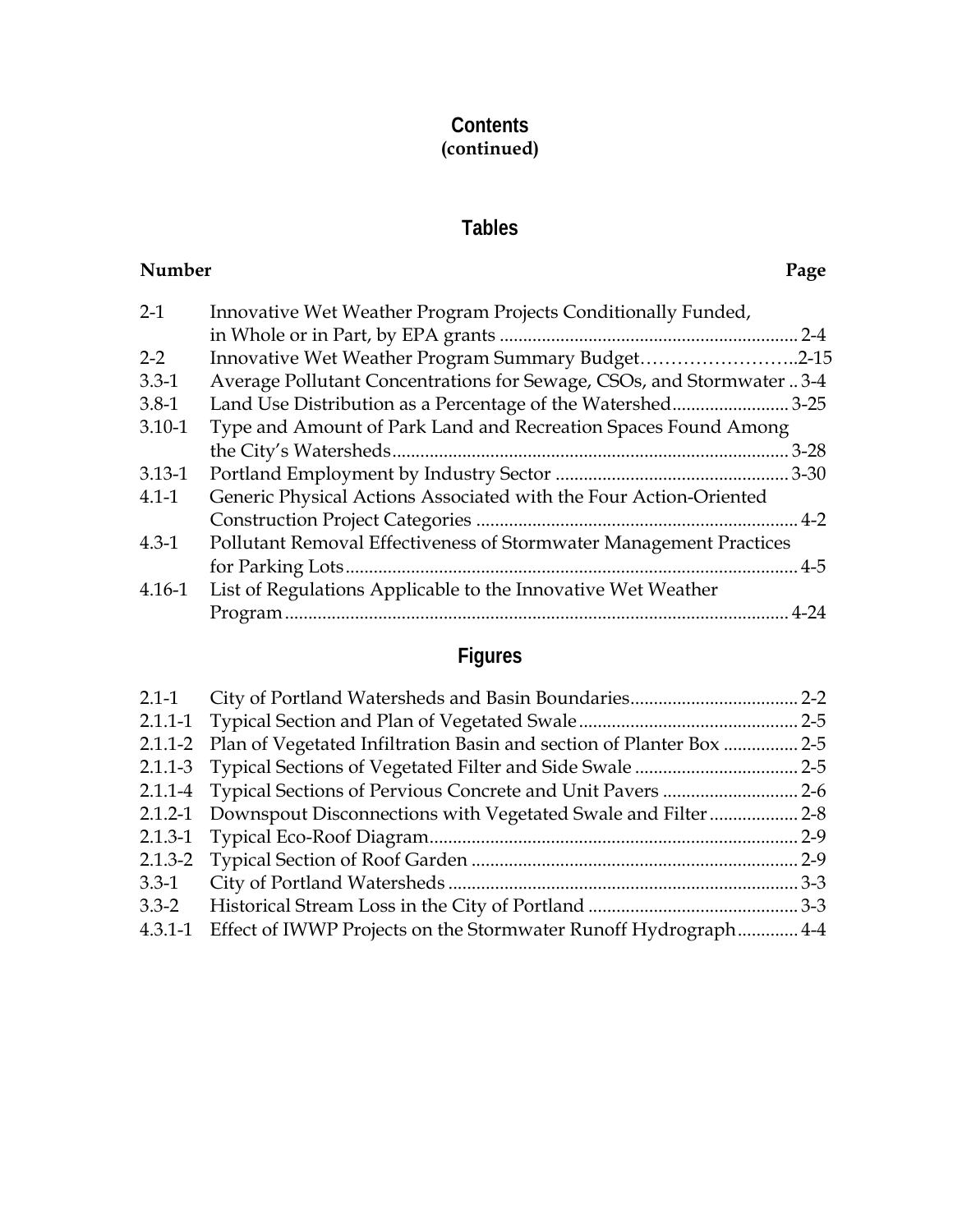# Contents
**(continued)**

## Tables

| Number | | Page |
|---|---|---|
| 2-1 | Innovative Wet Weather Program Projects Conditionally Funded, in Whole or in Part, by EPA grants | 2-4 |
| 2-2 | Innovative Wet Weather Program Summary Budget | 2-15 |
| 3.3-1 | Average Pollutant Concentrations for Sewage, CSOs, and Stormwater | 3-4 |
| 3.8-1 | Land Use Distribution as a Percentage of the Watershed | 3-25 |
| 3.10-1 | Type and Amount of Park Land and Recreation Spaces Found Among the City's Watersheds | 3-28 |
| 3.13-1 | Portland Employment by Industry Sector | 3-30 |
| 4.1-1 | Generic Physical Actions Associated with the Four Action-Oriented Construction Project Categories | 4-2 |
| 4.3-1 | Pollutant Removal Effectiveness of Stormwater Management Practices for Parking Lots | 4-5 |
| 4.16-1 | List of Regulations Applicable to the Innovative Wet Weather Program | 4-24 |

## Figures

| | | |
|---|---|---|
| 2.1-1 | City of Portland Watersheds and Basin Boundaries | 2-2 |
| 2.1.1-1 | Typical Section and Plan of Vegetated Swale | 2-5 |
| 2.1.1-2 | Plan of Vegetated Infiltration Basin and section of Planter Box | 2-5 |
| 2.1.1-3 | Typical Sections of Vegetated Filter and Side Swale | 2-5 |
| 2.1.1-4 | Typical Sections of Pervious Concrete and Unit Pavers | 2-6 |
| 2.1.2-1 | Downspout Disconnections with Vegetated Swale and Filter | 2-8 |
| 2.1.3-1 | Typical Eco-Roof Diagram | 2-9 |
| 2.1.3-2 | Typical Section of Roof Garden | 2-9 |
| 3.3-1 | City of Portland Watersheds | 3-3 |
| 3.3-2 | Historical Stream Loss in the City of Portland | 3-3 |
| 4.3.1-1 | Effect of IWWP Projects on the Stormwater Runoff Hydrograph | 4-4 |